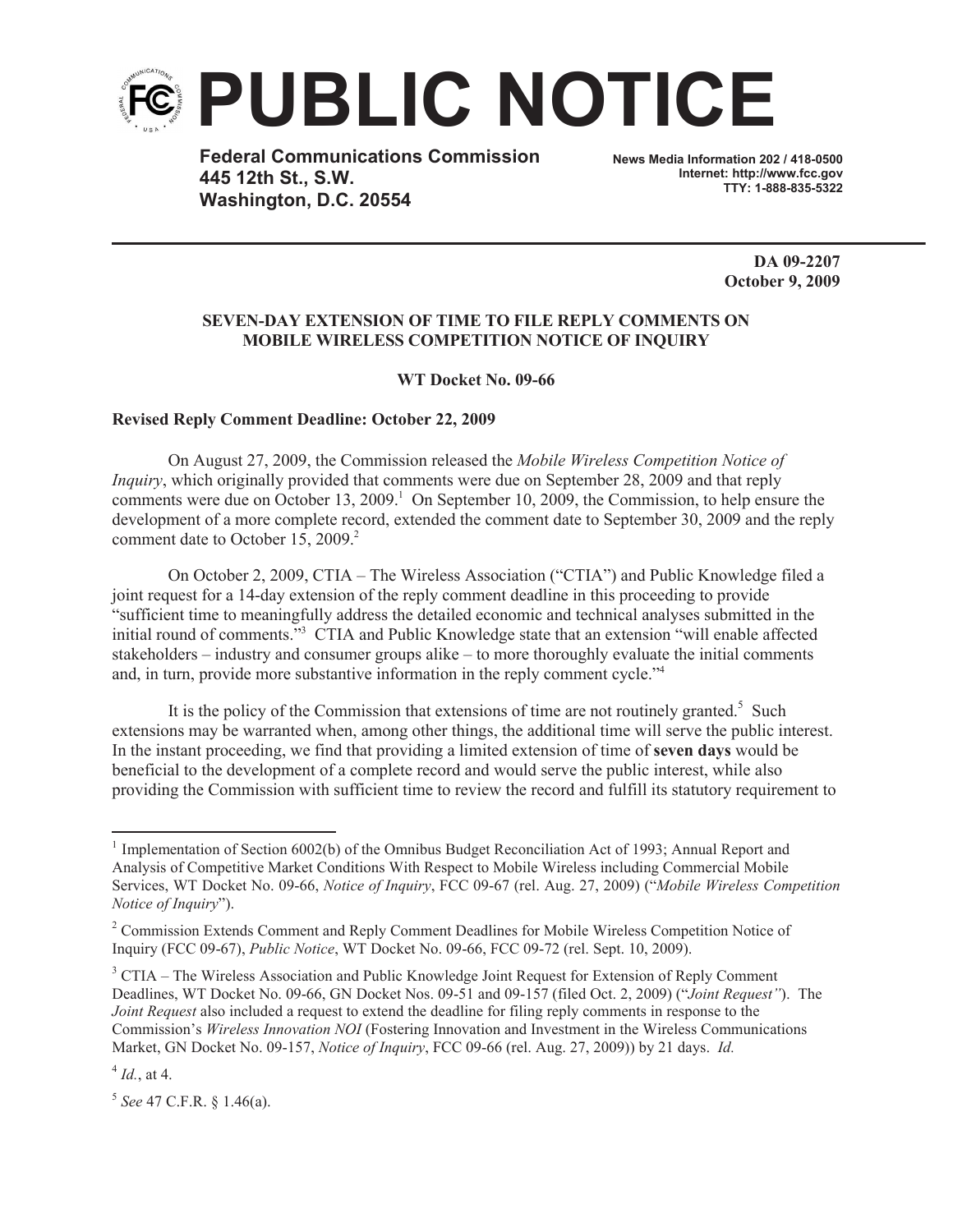# PUBLIC NOTICE

**Federal Communications Commission**
**445 12th St., S.W.**
**Washington, D.C. 20554**

**News Media Information 202 / 418-0500**
**Internet: http://www.fcc.gov**
**TTY: 1-888-835-5322**

**DA 09-2207**
**October 9, 2009**

**SEVEN-DAY EXTENSION OF TIME TO FILE REPLY COMMENTS ON MOBILE WIRELESS COMPETITION NOTICE OF INQUIRY**

**WT Docket No. 09-66**

**Revised Reply Comment Deadline: October 22, 2009**

On August 27, 2009, the Commission released the *Mobile Wireless Competition Notice of Inquiry*, which originally provided that comments were due on September 28, 2009 and that reply comments were due on October 13, 2009.[1] On September 10, 2009, the Commission, to help ensure the development of a more complete record, extended the comment date to September 30, 2009 and the reply comment date to October 15, 2009.[2]

On October 2, 2009, CTIA – The Wireless Association ("CTIA") and Public Knowledge filed a joint request for a 14-day extension of the reply comment deadline in this proceeding to provide "sufficient time to meaningfully address the detailed economic and technical analyses submitted in the initial round of comments."[3] CTIA and Public Knowledge state that an extension "will enable affected stakeholders – industry and consumer groups alike – to more thoroughly evaluate the initial comments and, in turn, provide more substantive information in the reply comment cycle."[4]

It is the policy of the Commission that extensions of time are not routinely granted.[5] Such extensions may be warranted when, among other things, the additional time will serve the public interest. In the instant proceeding, we find that providing a limited extension of time of **seven days** would be beneficial to the development of a complete record and would serve the public interest, while also providing the Commission with sufficient time to review the record and fulfill its statutory requirement to

---

[1] Implementation of Section 6002(b) of the Omnibus Budget Reconciliation Act of 1993; Annual Report and Analysis of Competitive Market Conditions With Respect to Mobile Wireless including Commercial Mobile Services, WT Docket No. 09-66, *Notice of Inquiry*, FCC 09-67 (rel. Aug. 27, 2009) ("*Mobile Wireless Competition Notice of Inquiry*").

[2] Commission Extends Comment and Reply Comment Deadlines for Mobile Wireless Competition Notice of Inquiry (FCC 09-67), *Public Notice*, WT Docket No. 09-66, FCC 09-72 (rel. Sept. 10, 2009).

[3] CTIA – The Wireless Association and Public Knowledge Joint Request for Extension of Reply Comment Deadlines, WT Docket No. 09-66, GN Docket Nos. 09-51 and 09-157 (filed Oct. 2, 2009) ("*Joint Request"*). The *Joint Request* also included a request to extend the deadline for filing reply comments in response to the Commission's *Wireless Innovation NOI* (Fostering Innovation and Investment in the Wireless Communications Market, GN Docket No. 09-157, *Notice of Inquiry*, FCC 09-66 (rel. Aug. 27, 2009)) by 21 days. *Id.*

[4] *Id.*, at 4.

[5] *See* 47 C.F.R. § 1.46(a).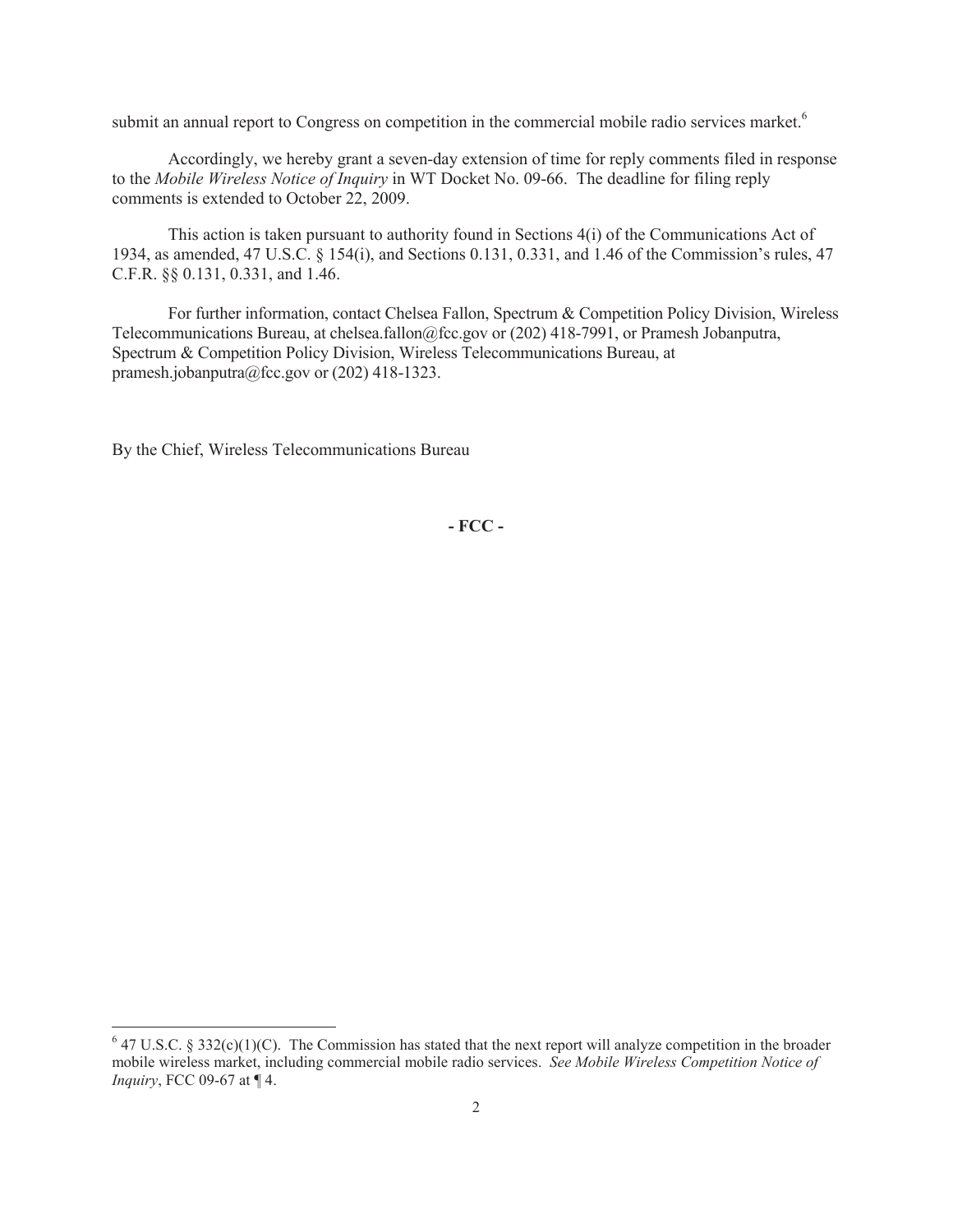submit an annual report to Congress on competition in the commercial mobile radio services market.[6]

Accordingly, we hereby grant a seven-day extension of time for reply comments filed in response to the *Mobile Wireless Notice of Inquiry* in WT Docket No. 09-66. The deadline for filing reply comments is extended to October 22, 2009.

This action is taken pursuant to authority found in Sections 4(i) of the Communications Act of 1934, as amended, 47 U.S.C. § 154(i), and Sections 0.131, 0.331, and 1.46 of the Commission's rules, 47 C.F.R. §§ 0.131, 0.331, and 1.46.

For further information, contact Chelsea Fallon, Spectrum & Competition Policy Division, Wireless Telecommunications Bureau, at chelsea.fallon@fcc.gov or (202) 418-7991, or Pramesh Jobanputra, Spectrum & Competition Policy Division, Wireless Telecommunications Bureau, at pramesh.jobanputra@fcc.gov or (202) 418-1323.

By the Chief, Wireless Telecommunications Bureau

**- FCC -**

---

[6] 47 U.S.C. § 332(c)(1)(C). The Commission has stated that the next report will analyze competition in the broader mobile wireless market, including commercial mobile radio services. *See Mobile Wireless Competition Notice of Inquiry*, FCC 09-67 at ¶ 4.